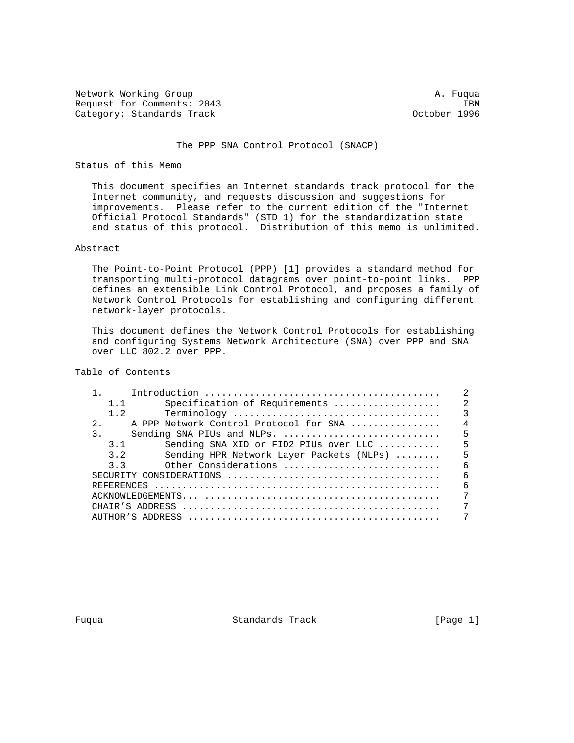Network Working Group                                          A. Fuqua
Request for Comments: 2043                                          IBM
Category: Standards Track                                  October 1996

# The PPP SNA Control Protocol (SNACP)

## Status of this Memo

This document specifies an Internet standards track protocol for the Internet community, and requests discussion and suggestions for improvements. Please refer to the current edition of the "Internet Official Protocol Standards" (STD 1) for the standardization state and status of this protocol. Distribution of this memo is unlimited.

## Abstract

The Point-to-Point Protocol (PPP) [1] provides a standard method for transporting multi-protocol datagrams over point-to-point links. PPP defines an extensible Link Control Protocol, and proposes a family of Network Control Protocols for establishing and configuring different network-layer protocols.

This document defines the Network Control Protocols for establishing and configuring Systems Network Architecture (SNA) over PPP and SNA over LLC 802.2 over PPP.

## Table of Contents

```
   1.     Introduction ..........................................    2
      1.1       Specification of Requirements ..................    2
      1.2       Terminology ....................................    3
   2.     A PPP Network Control Protocol for SNA ...............    4
   3.     Sending SNA PIUs and NLPs. ...........................    5
      3.1       Sending SNA XID or FID2 PIUs over LLC ..........    5
      3.2       Sending HPR Network Layer Packets (NLPs) .......    5
      3.3       Other Considerations ...........................    6
   SECURITY CONSIDERATIONS .....................................    6
   REFERENCES ..................................................    6
   ACKNOWLEDGEMENTS... .........................................    7
   CHAIR'S ADDRESS .............................................    7
   AUTHOR'S ADDRESS ............................................    7
```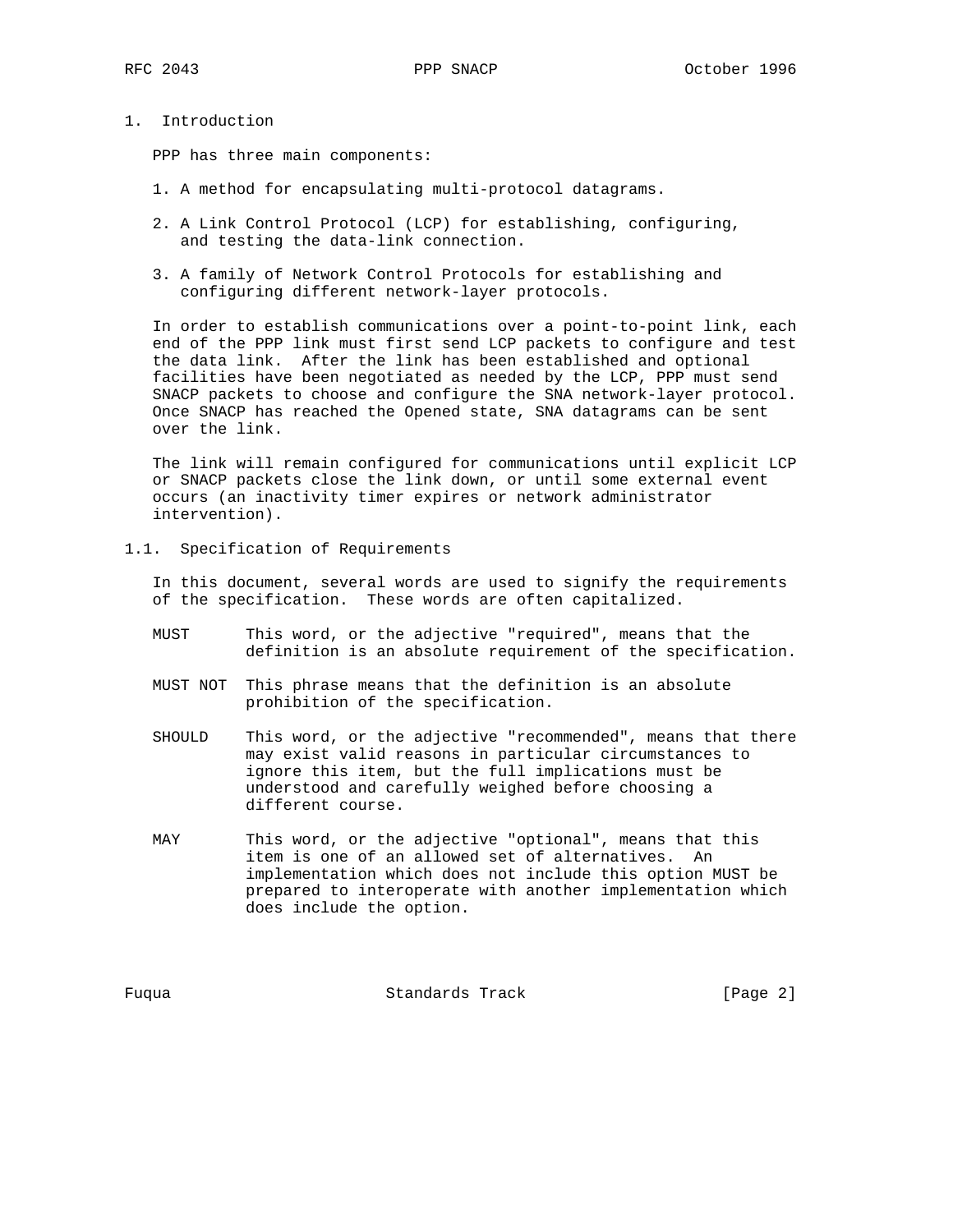# 1. Introduction

PPP has three main components:

1. A method for encapsulating multi-protocol datagrams.

2. A Link Control Protocol (LCP) for establishing, configuring, and testing the data-link connection.

3. A family of Network Control Protocols for establishing and configuring different network-layer protocols.

In order to establish communications over a point-to-point link, each end of the PPP link must first send LCP packets to configure and test the data link. After the link has been established and optional facilities have been negotiated as needed by the LCP, PPP must send SNACP packets to choose and configure the SNA network-layer protocol. Once SNACP has reached the Opened state, SNA datagrams can be sent over the link.

The link will remain configured for communications until explicit LCP or SNACP packets close the link down, or until some external event occurs (an inactivity timer expires or network administrator intervention).

## 1.1. Specification of Requirements

In this document, several words are used to signify the requirements of the specification. These words are often capitalized.

MUST
: This word, or the adjective "required", means that the definition is an absolute requirement of the specification.

MUST NOT
: This phrase means that the definition is an absolute prohibition of the specification.

SHOULD
: This word, or the adjective "recommended", means that there may exist valid reasons in particular circumstances to ignore this item, but the full implications must be understood and carefully weighed before choosing a different course.

MAY
: This word, or the adjective "optional", means that this item is one of an allowed set of alternatives. An implementation which does not include this option MUST be prepared to interoperate with another implementation which does include the option.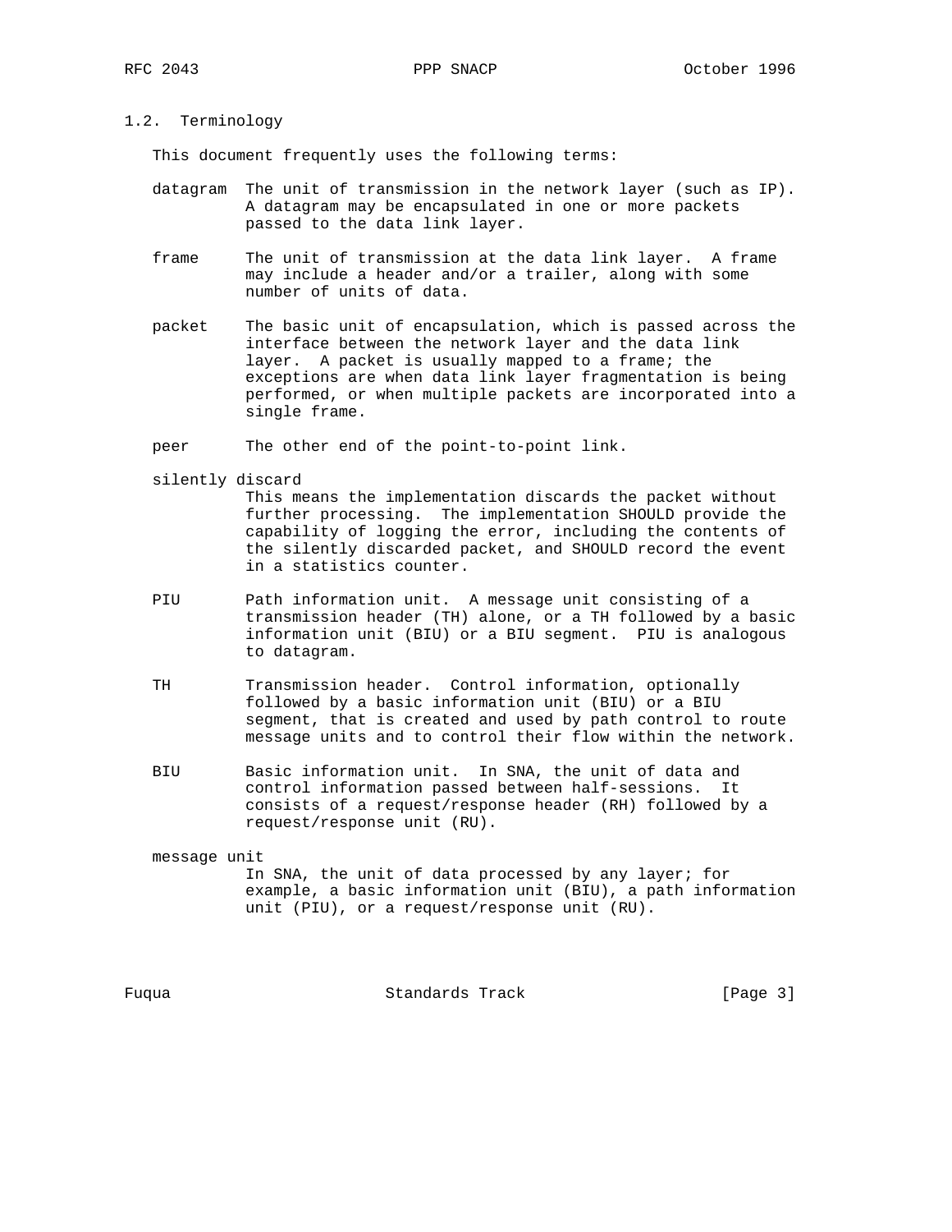## 1.2. Terminology

This document frequently uses the following terms:

**datagram** The unit of transmission in the network layer (such as IP). A datagram may be encapsulated in one or more packets passed to the data link layer.

**frame** The unit of transmission at the data link layer. A frame may include a header and/or a trailer, along with some number of units of data.

**packet** The basic unit of encapsulation, which is passed across the interface between the network layer and the data link layer. A packet is usually mapped to a frame; the exceptions are when data link layer fragmentation is being performed, or when multiple packets are incorporated into a single frame.

**peer** The other end of the point-to-point link.

**silently discard**
This means the implementation discards the packet without further processing. The implementation SHOULD provide the capability of logging the error, including the contents of the silently discarded packet, and SHOULD record the event in a statistics counter.

**PIU** Path information unit. A message unit consisting of a transmission header (TH) alone, or a TH followed by a basic information unit (BIU) or a BIU segment. PIU is analogous to datagram.

**TH** Transmission header. Control information, optionally followed by a basic information unit (BIU) or a BIU segment, that is created and used by path control to route message units and to control their flow within the network.

**BIU** Basic information unit. In SNA, the unit of data and control information passed between half-sessions. It consists of a request/response header (RH) followed by a request/response unit (RU).

**message unit**
In SNA, the unit of data processed by any layer; for example, a basic information unit (BIU), a path information unit (PIU), or a request/response unit (RU).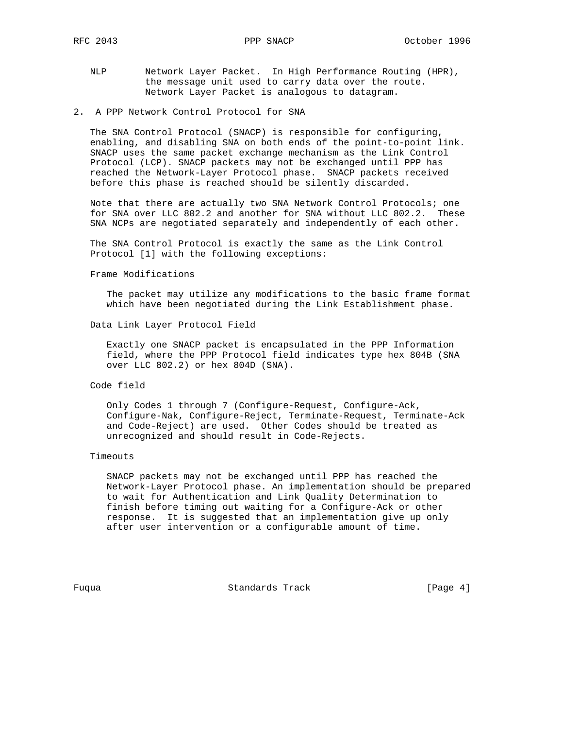NLP Network Layer Packet. In High Performance Routing (HPR), the message unit used to carry data over the route. Network Layer Packet is analogous to datagram.

## 2. A PPP Network Control Protocol for SNA

The SNA Control Protocol (SNACP) is responsible for configuring, enabling, and disabling SNA on both ends of the point-to-point link. SNACP uses the same packet exchange mechanism as the Link Control Protocol (LCP). SNACP packets may not be exchanged until PPP has reached the Network-Layer Protocol phase. SNACP packets received before this phase is reached should be silently discarded.

Note that there are actually two SNA Network Control Protocols; one for SNA over LLC 802.2 and another for SNA without LLC 802.2. These SNA NCPs are negotiated separately and independently of each other.

The SNA Control Protocol is exactly the same as the Link Control Protocol [1] with the following exceptions:

Frame Modifications

The packet may utilize any modifications to the basic frame format which have been negotiated during the Link Establishment phase.

Data Link Layer Protocol Field

Exactly one SNACP packet is encapsulated in the PPP Information field, where the PPP Protocol field indicates type hex 804B (SNA over LLC 802.2) or hex 804D (SNA).

Code field

Only Codes 1 through 7 (Configure-Request, Configure-Ack, Configure-Nak, Configure-Reject, Terminate-Request, Terminate-Ack and Code-Reject) are used. Other Codes should be treated as unrecognized and should result in Code-Rejects.

Timeouts

SNACP packets may not be exchanged until PPP has reached the Network-Layer Protocol phase. An implementation should be prepared to wait for Authentication and Link Quality Determination to finish before timing out waiting for a Configure-Ack or other response. It is suggested that an implementation give up only after user intervention or a configurable amount of time.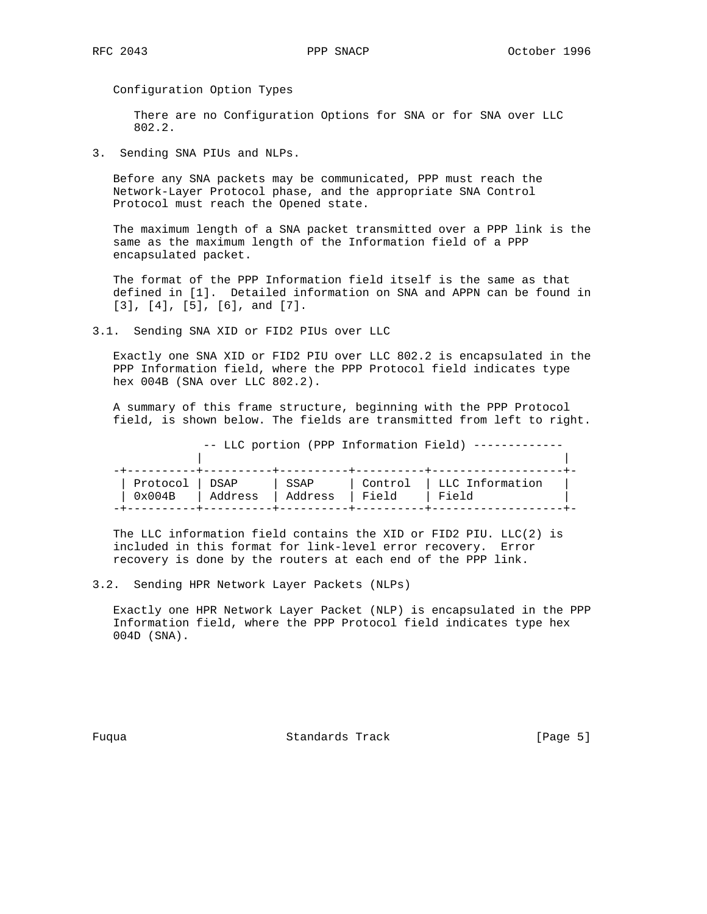Configuration Option Types

There are no Configuration Options for SNA or for SNA over LLC 802.2.

## 3. Sending SNA PIUs and NLPs.

Before any SNA packets may be communicated, PPP must reach the Network-Layer Protocol phase, and the appropriate SNA Control Protocol must reach the Opened state.

The maximum length of a SNA packet transmitted over a PPP link is the same as the maximum length of the Information field of a PPP encapsulated packet.

The format of the PPP Information field itself is the same as that defined in [1]. Detailed information on SNA and APPN can be found in [3], [4], [5], [6], and [7].

### 3.1. Sending SNA XID or FID2 PIUs over LLC

Exactly one SNA XID or FID2 PIU over LLC 802.2 is encapsulated in the PPP Information field, where the PPP Protocol field indicates type hex 004B (SNA over LLC 802.2).

A summary of this frame structure, beginning with the PPP Protocol field, is shown below. The fields are transmitted from left to right.

```
             -- LLC portion (PPP Information Field) -------------
            |                                                    |
 -+----------+----------+----------+----------+--------------------+-
  | Protocol | DSAP     | SSAP     | Control  | LLC Information    |
  | 0x004B   | Address  | Address  | Field    | Field              |
 -+----------+----------+----------+----------+--------------------+-
```

The LLC information field contains the XID or FID2 PIU. LLC(2) is included in this format for link-level error recovery. Error recovery is done by the routers at each end of the PPP link.

### 3.2. Sending HPR Network Layer Packets (NLPs)

Exactly one HPR Network Layer Packet (NLP) is encapsulated in the PPP Information field, where the PPP Protocol field indicates type hex 004D (SNA).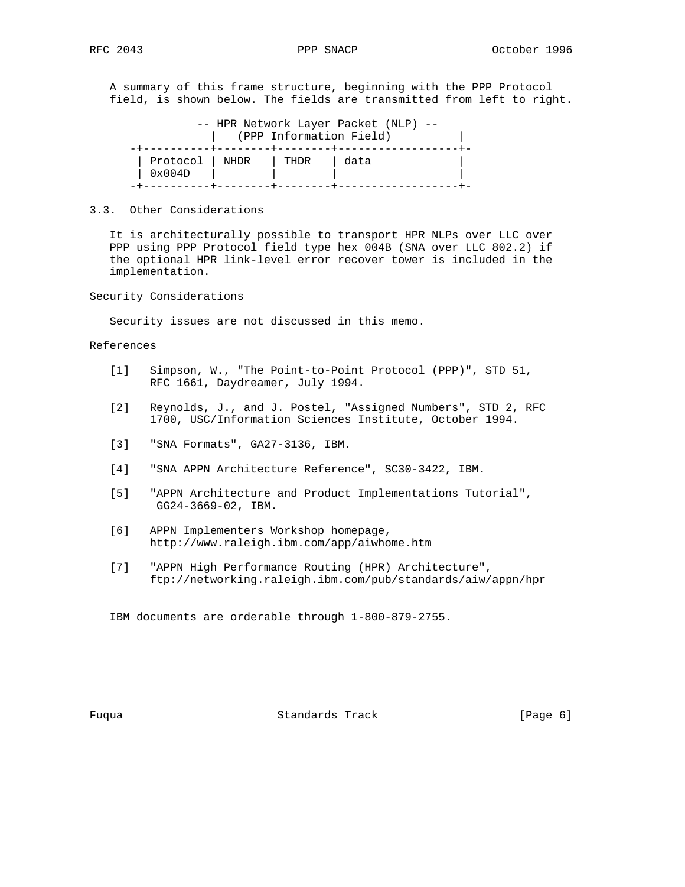A summary of this frame structure, beginning with the PPP Protocol field, is shown below. The fields are transmitted from left to right.

```
             -- HPR Network Layer Packet (NLP) --
               |   (PPP Information Field)          |
   -+----------+--------+--------+------------------+-
    | Protocol | NHDR   | THDR   | data             |
    | 0x004D   |        |        |                  |
   -+----------+--------+--------+------------------+-
```

## 3.3. Other Considerations

It is architecturally possible to transport HPR NLPs over LLC over PPP using PPP Protocol field type hex 004B (SNA over LLC 802.2) if the optional HPR link-level error recover tower is included in the implementation.

## Security Considerations

Security issues are not discussed in this memo.

## References

[1] Simpson, W., "The Point-to-Point Protocol (PPP)", STD 51, RFC 1661, Daydreamer, July 1994.

[2] Reynolds, J., and J. Postel, "Assigned Numbers", STD 2, RFC 1700, USC/Information Sciences Institute, October 1994.

[3] "SNA Formats", GA27-3136, IBM.

[4] "SNA APPN Architecture Reference", SC30-3422, IBM.

[5] "APPN Architecture and Product Implementations Tutorial", GG24-3669-02, IBM.

[6] APPN Implementers Workshop homepage, http://www.raleigh.ibm.com/app/aiwhome.htm

[7] "APPN High Performance Routing (HPR) Architecture", ftp://networking.raleigh.ibm.com/pub/standards/aiw/appn/hpr

IBM documents are orderable through 1-800-879-2755.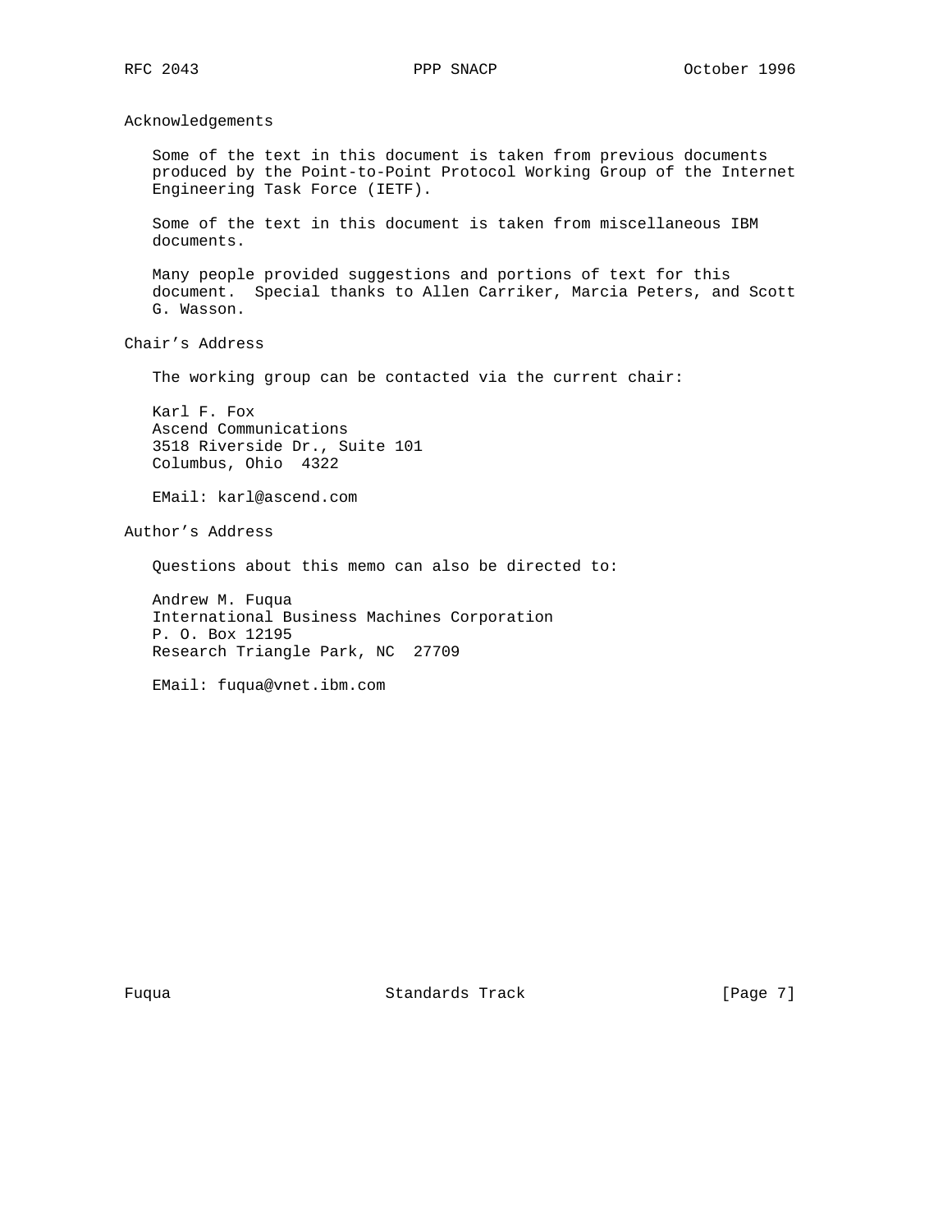## Acknowledgements

Some of the text in this document is taken from previous documents produced by the Point-to-Point Protocol Working Group of the Internet Engineering Task Force (IETF).

Some of the text in this document is taken from miscellaneous IBM documents.

Many people provided suggestions and portions of text for this document. Special thanks to Allen Carriker, Marcia Peters, and Scott G. Wasson.

## Chair's Address

The working group can be contacted via the current chair:

Karl F. Fox
Ascend Communications
3518 Riverside Dr., Suite 101
Columbus, Ohio  4322

EMail: karl@ascend.com

## Author's Address

Questions about this memo can also be directed to:

Andrew M. Fuqua
International Business Machines Corporation
P. O. Box 12195
Research Triangle Park, NC  27709

EMail: fuqua@vnet.ibm.com